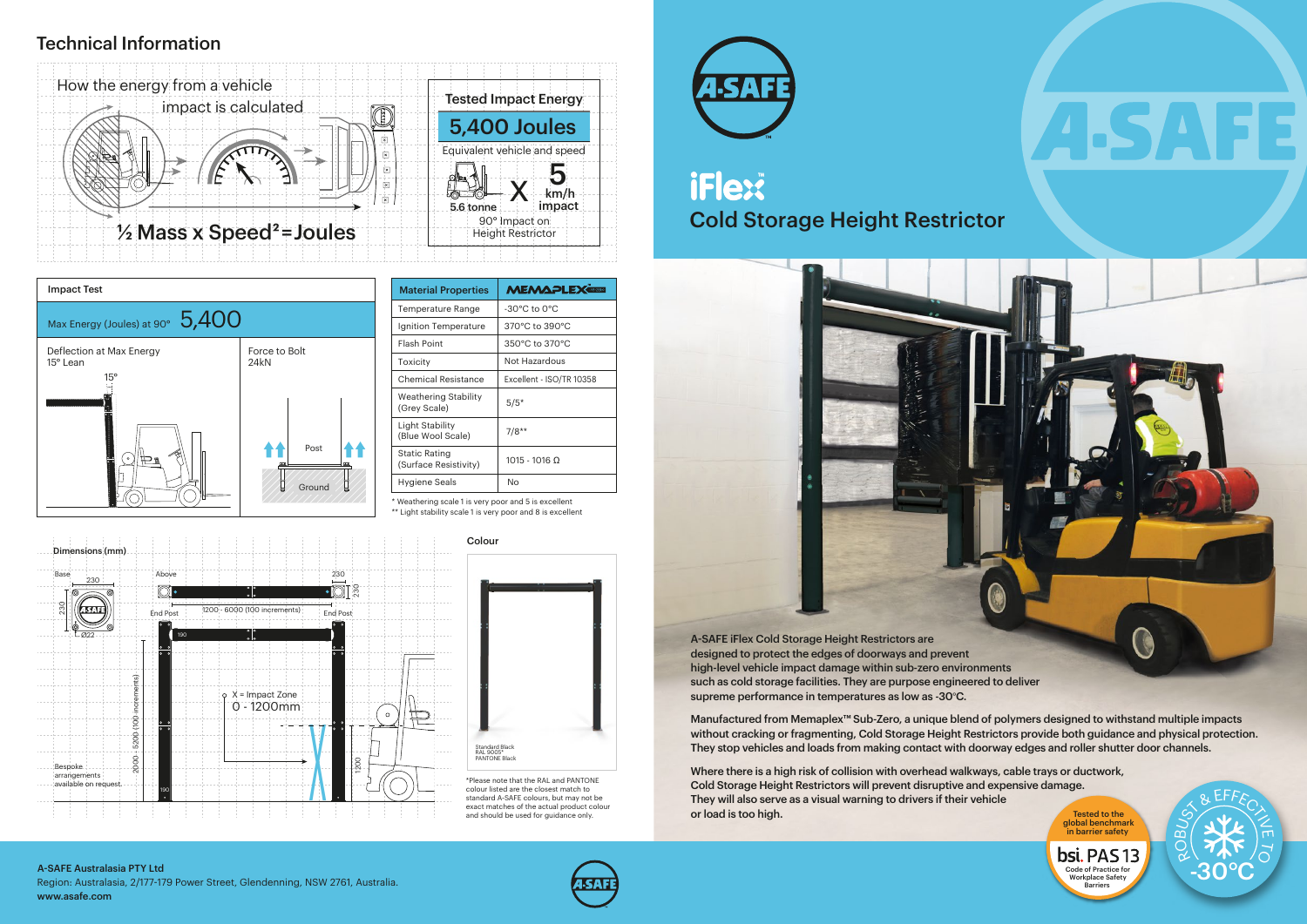# A-SAFE

## iFlex™ Cold Storage Height Restrictor

A-SAFE iFlex Cold Storage Height Restrictors are designed to protect the edges of doorways and prevent high-level vehicle impact damage within sub-zero environments such as cold storage facilities. They are purpose engineered to deliver supreme performance in temperatures as low as -30°C.

Manufactured from Memaplex™ Sub-Zero, a unique blend of polymers designed to withstand multiple impacts without cracking or fragmenting, Cold Storage Height Restrictors provide both guidance and physical protection. They stop vehicles and loads from making contact with doorway edges and roller shutter door channels.

Where there is a high risk of collision with overhead walkways, cable trays or ductwork, Cold Storage Height Restrictors will prevent disruptive and expensive damage. They will also serve as a visual warning to drivers if their vehicle or load is too high.

Tested to the global benchmark in barrier safety – bsi. PAS 13 Code of Practice for Workplace Safety Barriers

ROBUST & EFFECTIVE TO -30°C

## Technical Information

### How the energy from a vehicle impact is calculated

$\frac{1}{2}$ Mass x Speed² = Joules

**Tested Impact Energy**

**5,400 Joules**

Equivalent vehicle and speed

5.6 tonne X 5 km/h impact

90° Impact on Height Restrictor

### Impact Test

| Impact Test | |
|---|---|
| Max Energy (Joules) at 90° **5,400** | |
| Deflection at Max Energy 15° Lean | Force to Bolt 24kN |

### Material Properties

| Material Properties | MEMAPLEX |
|---|---|
| Temperature Range | -30°C to 0°C |
| Ignition Temperature | 370°C to 390°C |
| Flash Point | 350°C to 370°C |
| Toxicity | Not Hazardous |
| Chemical Resistance | Excellent - ISO/TR 10358 |
| Weathering Stability (Grey Scale) | 5/5* |
| Light Stability (Blue Wool Scale) | 7/8** |
| Static Rating (Surface Resistivity) | 1015 - 1016 Ω |
| Hygiene Seals | No |

\* Weathering scale 1 is very poor and 5 is excellent
\*\* Light stability scale 1 is very poor and 8 is excellent

### Dimensions (mm)

Base: 230 x 230, Ø22

Above: 230; End Post – 1200 - 6000 (100 increments) – End Post; 190

2000 - 5200 (100 increments)

X = Impact Zone 0 - 1200mm

1200

Bespoke arrangements available on request.

### Colour

Standard Black
RAL 9005*
PANTONE Black

\*Please note that the RAL and PANTONE colour listed are the closest match to standard A-SAFE colours, but may not be exact matches of the actual product colour and should be used for guidance only.

**A-SAFE Australasia PTY Ltd**
Region: Australasia, 2/177-179 Power Street, Glendenning, NSW 2761, Australia.
**www.asafe.com**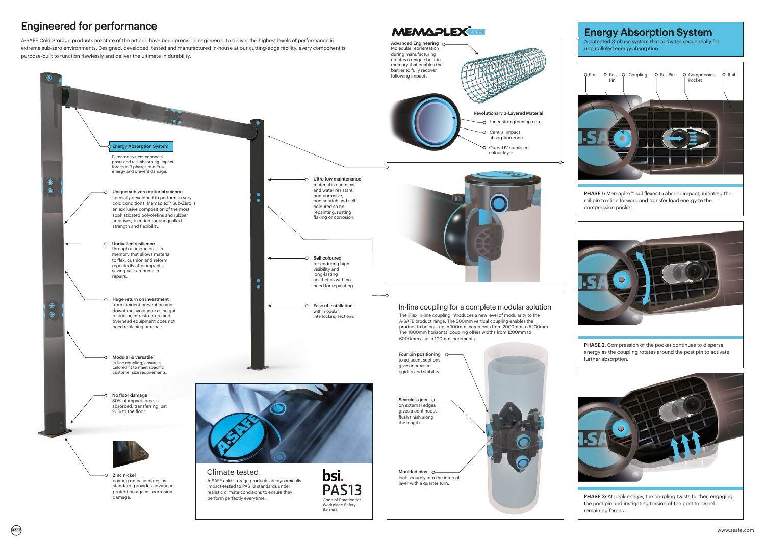## Engineered for performance

A-SAFE Cold Storage products are state of the art and have been precision engineered to deliver the highest levels of performance in extreme sub-zero environments. Designed, developed, tested and manufactured in-house at our cutting-edge facility, every component is purpose-built to function flawlessly and deliver the ultimate in durability.

**Energy Absorption System**
Patented system connects posts and rail, absorbing impact forces in 3 phases to diffuse energy and prevent damage.

**Unique sub-zero material science**
specially developed to perform in very cold conditions, Memaplex™ Sub-Zero is an exclusive composition of the most sophisticated polyolefins and rubber additives, blended for unequalled strength and flexibility.

**Unrivalled resilience**
through a unique built-in memory that allows material to flex, cushion and reform repeatedly after impacts, saving vast amounts in repairs.

**Huge return on investment**
from incident prevention and downtime avoidance as height restrictor, infrastructure and overhead equipment does not need replacing or repair.

**Modular & versatile**
in-line coupling, ensure a tailored fit to meet specific customer size requirements.

**No floor damage**
80% of impact force is absorbed, transferring just 20% to the floor.

**Zinc nickel**
coating on base plates as standard, provides advanced protection against corrosion damage.

**Ultra-low maintenance**
material is chemical and water resistant, non-corrosive, non-scratch and self coloured so no repainting, rusting, flaking or corrosion.

**Self coloured**
for enduring high visibility and long-lasting aesthetics with no need for repainting.

**Ease of installation**
with modular, interlocking sections.

### Climate tested

A-SAFE cold storage products are dynamically impact-tested to PAS 13 standards under realistic climate conditions to ensure they perform perfectly everytime.

bsi. PAS13
Code of Practice for Workplace Safety Barriers

MEMAPLEX™ SUB-ZERO

**Advanced Engineering**
Molecular reorientation during manufacturing creates a unique built-in memory that enables the barrier to fully recover following impacts.

**Revolutionary 3-Layered Material**

- Inner strengthening core
- Central impact absorption zone
- Outer UV stabilised colour layer

### In-line coupling for a complete modular solution

The iFlex in-line coupling introduces a new level of modularity to the A-SAFE product range. The 500mm vertical coupling enables the product to be built up in 100mm increments from 2000mm to 5200mm. The 1000mm horizontal coupling offers widths from 1200mm to 6000mm also in 100mm increments.

**Four pin positioning**
to adjacent sections gives increased rigidity and stability.

**Seamless join**
on external edges gives a continuous flush finish along the length.

**Moulded pins**
lock securely into the internal layer with a quarter turn.

## Energy Absorption System

A patented 3-phase system that activates sequentially for unparalleled energy absorption

Post | Post Pin | Coupling | Rail Pin | Compression Pocket | Rail

**PHASE 1:** Memaplex™ rail flexes to absorb impact, initiating the rail pin to slide forward and transfer load energy to the compression pocket.

**PHASE 2:** Compression of the pocket continues to disperse energy as the coupling rotates around the post pin to activate further absorption.

**PHASE 3:** At peak energy, the coupling twists further, engaging the post pin and instigating torsion of the post to dispel remaining forces.

www.asafe.com